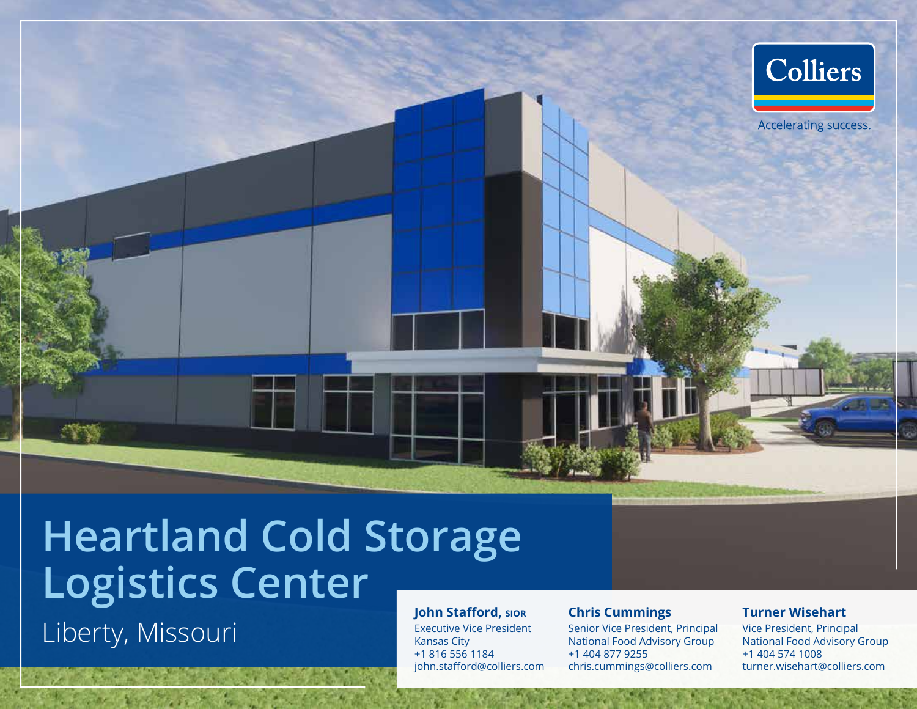Colliers

Accelerating success.

# Heartland Cold Storage Logistics Center

## Liberty, Missouri

**John Stafford, SIOR**
Executive Vice President
Kansas City
+1 816 556 1184
john.stafford@colliers.com

**Chris Cummings**
Senior Vice President, Principal
National Food Advisory Group
+1 404 877 9255
chris.cummings@colliers.com

**Turner Wisehart**
Vice President, Principal
National Food Advisory Group
+1 404 574 1008
turner.wisehart@colliers.com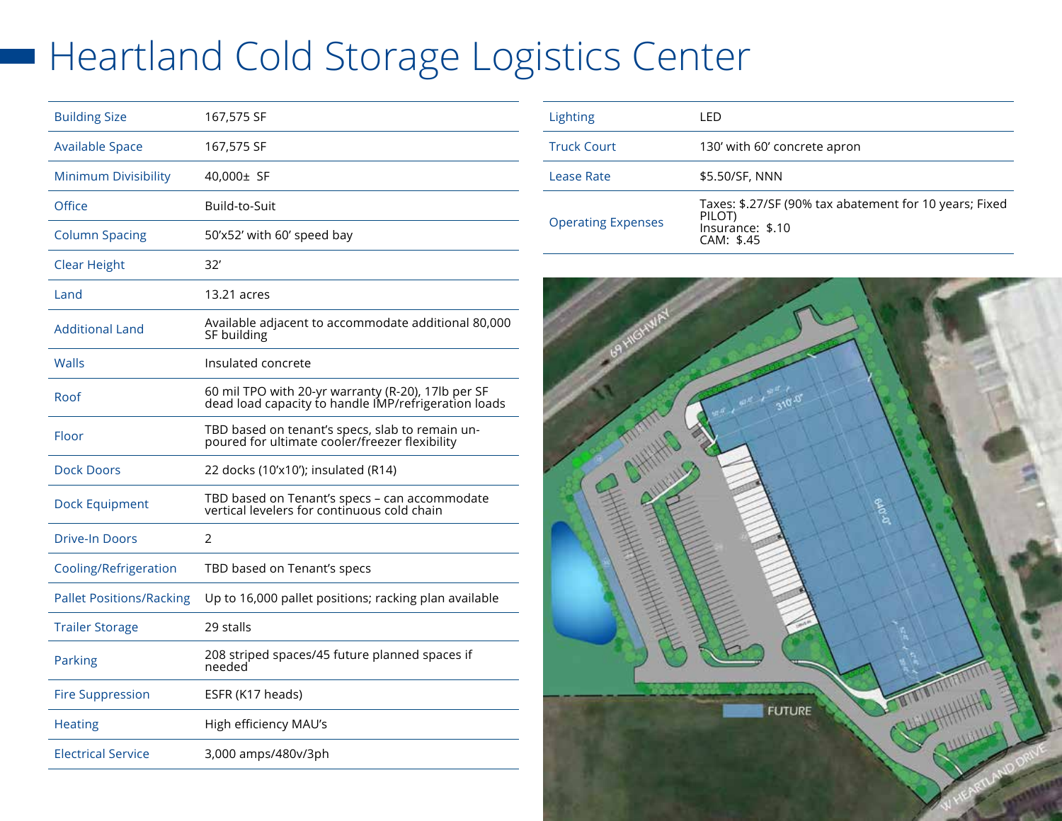# Heartland Cold Storage Logistics Center

| | |
|---|---|
| Building Size | 167,575 SF |
| Available Space | 167,575 SF |
| Minimum Divisibility | 40,000± SF |
| Office | Build-to-Suit |
| Column Spacing | 50'x52' with 60' speed bay |
| Clear Height | 32' |
| Land | 13.21 acres |
| Additional Land | Available adjacent to accommodate additional 80,000 SF building |
| Walls | Insulated concrete |
| Roof | 60 mil TPO with 20-yr warranty (R-20), 17lb per SF dead load capacity to handle IMP/refrigeration loads |
| Floor | TBD based on tenant's specs, slab to remain un-poured for ultimate cooler/freezer flexibility |
| Dock Doors | 22 docks (10'x10'); insulated (R14) |
| Dock Equipment | TBD based on Tenant's specs – can accommodate vertical levelers for continuous cold chain |
| Drive-In Doors | 2 |
| Cooling/Refrigeration | TBD based on Tenant's specs |
| Pallet Positions/Racking | Up to 16,000 pallet positions; racking plan available |
| Trailer Storage | 29 stalls |
| Parking | 208 striped spaces/45 future planned spaces if needed |
| Fire Suppression | ESFR (K17 heads) |
| Heating | High efficiency MAU's |
| Electrical Service | 3,000 amps/480v/3ph |

| | |
|---|---|
| Lighting | LED |
| Truck Court | 130' with 60' concrete apron |
| Lease Rate | $5.50/SF, NNN |
| Operating Expenses | Taxes: $.27/SF (90% tax abatement for 10 years; Fixed PILOT)<br>Insurance: $.10<br>CAM: $.45 |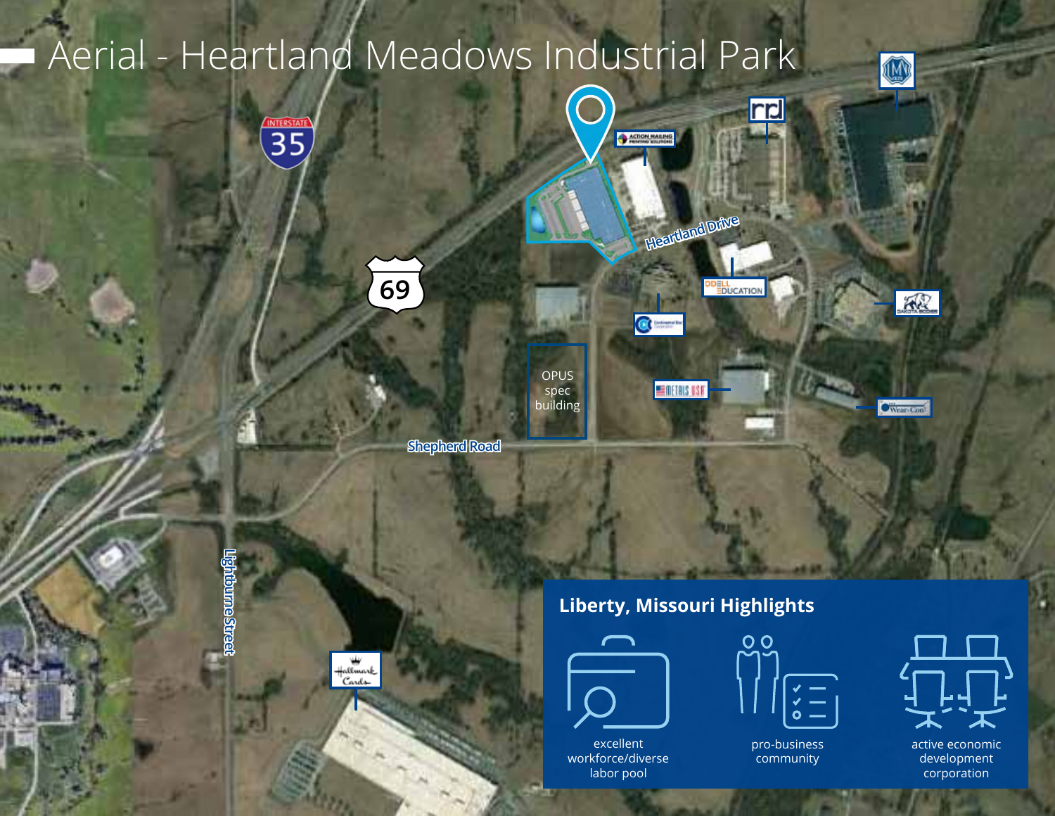# Aerial - Heartland Meadows Industrial Park

Interstate 35

69

Heartland Drive

OPUS spec building

Shepherd Road

Lightburne Street

## Liberty, Missouri Highlights

- excellent workforce/diverse labor pool
- pro-business community
- active economic development corporation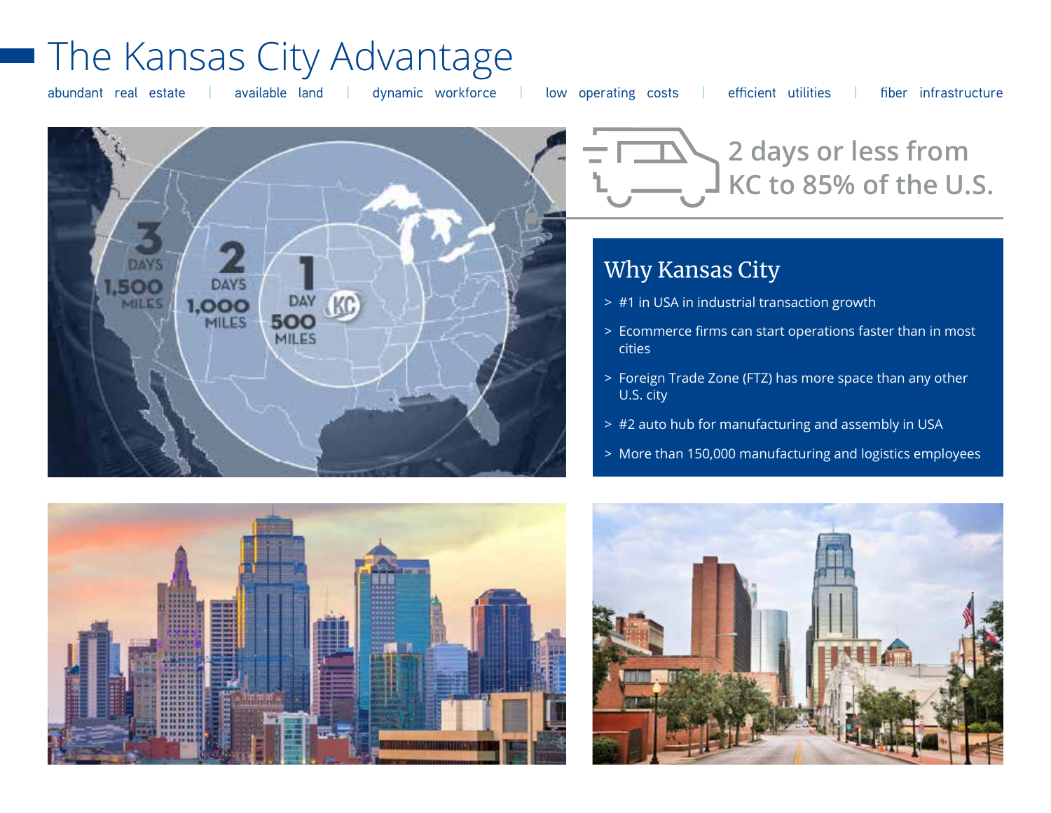# The Kansas City Advantage

abundant real estate | available land | dynamic workforce | low operating costs | efficient utilities | fiber infrastructure

2 days or less from KC to 85% of the U.S.

## Why Kansas City

- #1 in USA in industrial transaction growth
- Ecommerce firms can start operations faster than in most cities
- Foreign Trade Zone (FTZ) has more space than any other U.S. city
- #2 auto hub for manufacturing and assembly in USA
- More than 150,000 manufacturing and logistics employees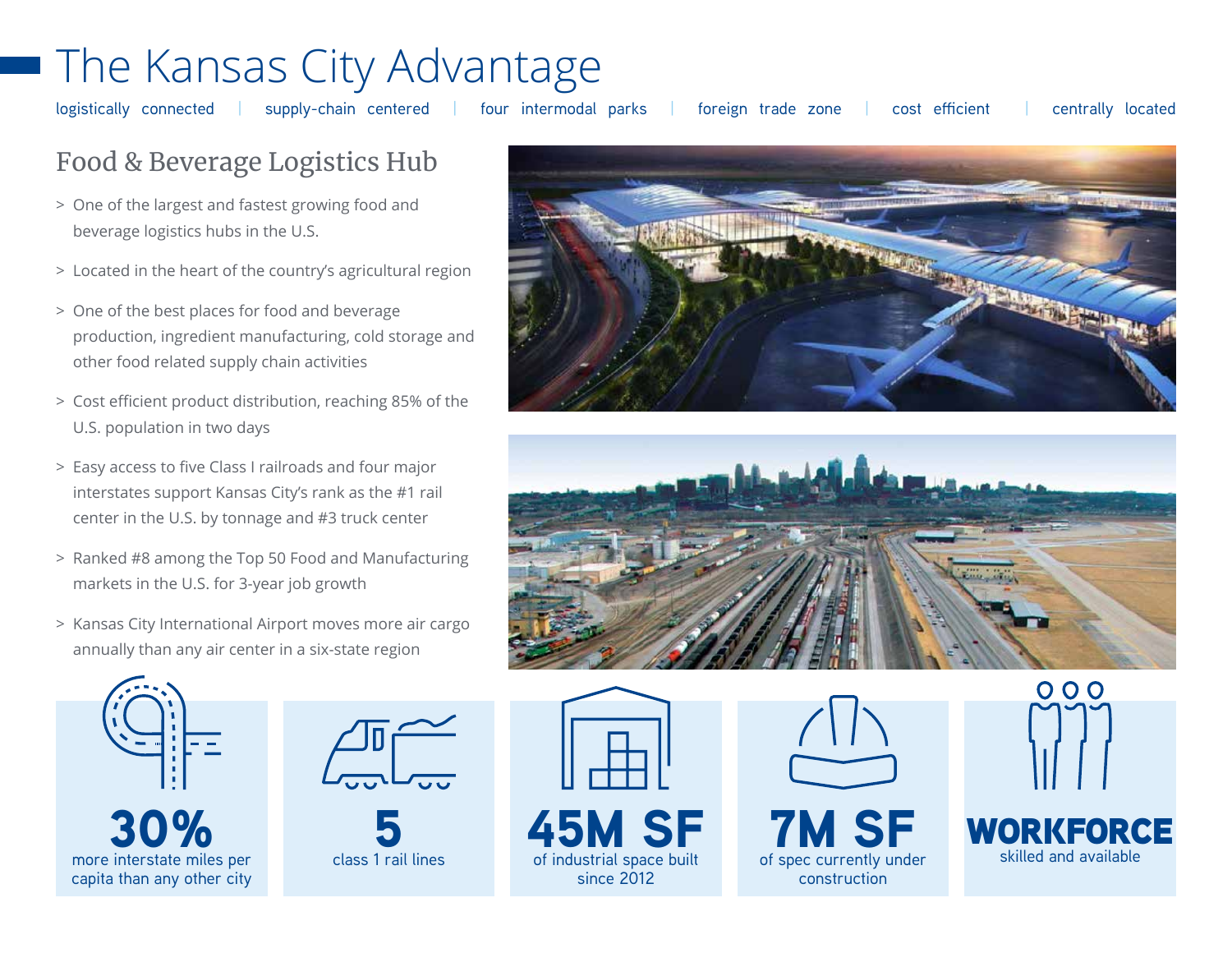# The Kansas City Advantage

logistically connected | supply-chain centered | four intermodal parks | foreign trade zone | cost efficient | centrally located

## Food & Beverage Logistics Hub

> One of the largest and fastest growing food and beverage logistics hubs in the U.S.

> Located in the heart of the country's agricultural region

> One of the best places for food and beverage production, ingredient manufacturing, cold storage and other food related supply chain activities

> Cost efficient product distribution, reaching 85% of the U.S. population in two days

> Easy access to five Class I railroads and four major interstates support Kansas City's rank as the #1 rail center in the U.S. by tonnage and #3 truck center

> Ranked #8 among the Top 50 Food and Manufacturing markets in the U.S. for 3-year job growth

> Kansas City International Airport moves more air cargo annually than any air center in a six-state region

**30%**
more interstate miles per capita than any other city

**5**
class 1 rail lines

**45M SF**
of industrial space built since 2012

**7M SF**
of spec currently under construction

**WORKFORCE**
skilled and available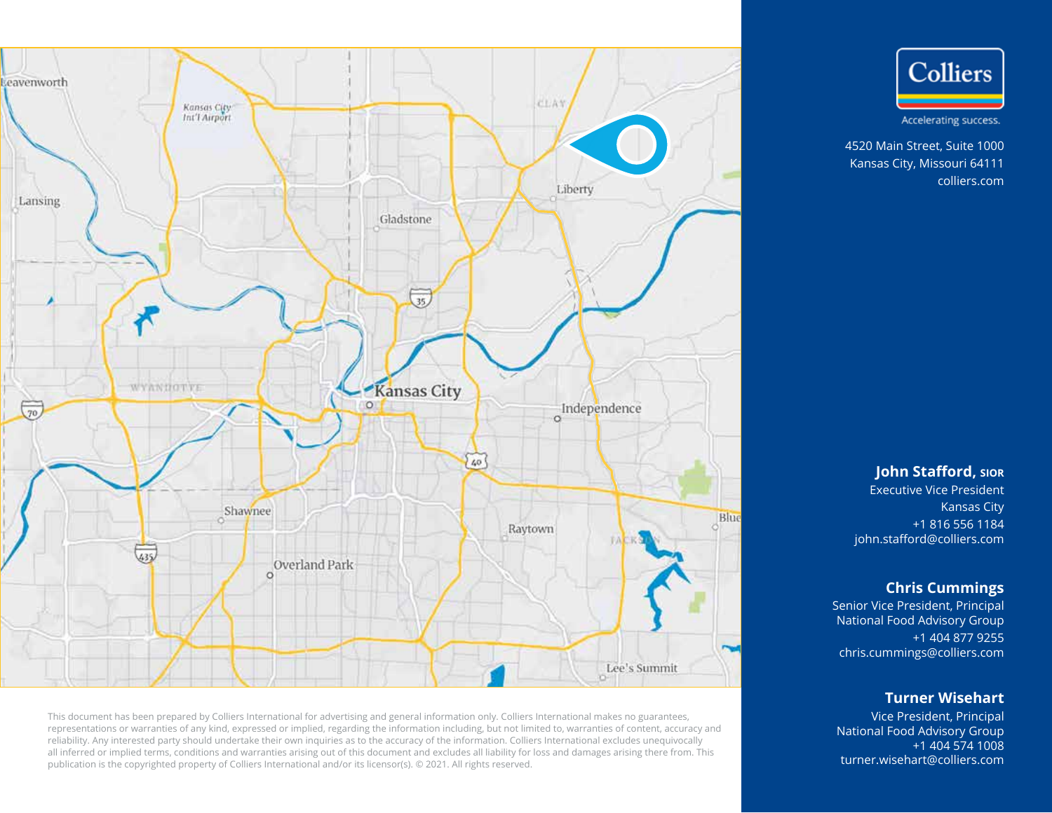Colliers

Accelerating success.

4520 Main Street, Suite 1000
Kansas City, Missouri 64111
colliers.com

**John Stafford, SIOR**
Executive Vice President
Kansas City
+1 816 556 1184
john.stafford@colliers.com

**Chris Cummings**
Senior Vice President, Principal
National Food Advisory Group
+1 404 877 9255
chris.cummings@colliers.com

**Turner Wisehart**
Vice President, Principal
National Food Advisory Group
+1 404 574 1008
turner.wisehart@colliers.com

This document has been prepared by Colliers International for advertising and general information only. Colliers International makes no guarantees, representations or warranties of any kind, expressed or implied, regarding the information including, but not limited to, warranties of content, accuracy and reliability. Any interested party should undertake their own inquiries as to the accuracy of the information. Colliers International excludes unequivocally all inferred or implied terms, conditions and warranties arising out of this document and excludes all liability for loss and damages arising there from. This publication is the copyrighted property of Colliers International and/or its licensor(s). © 2021. All rights reserved.